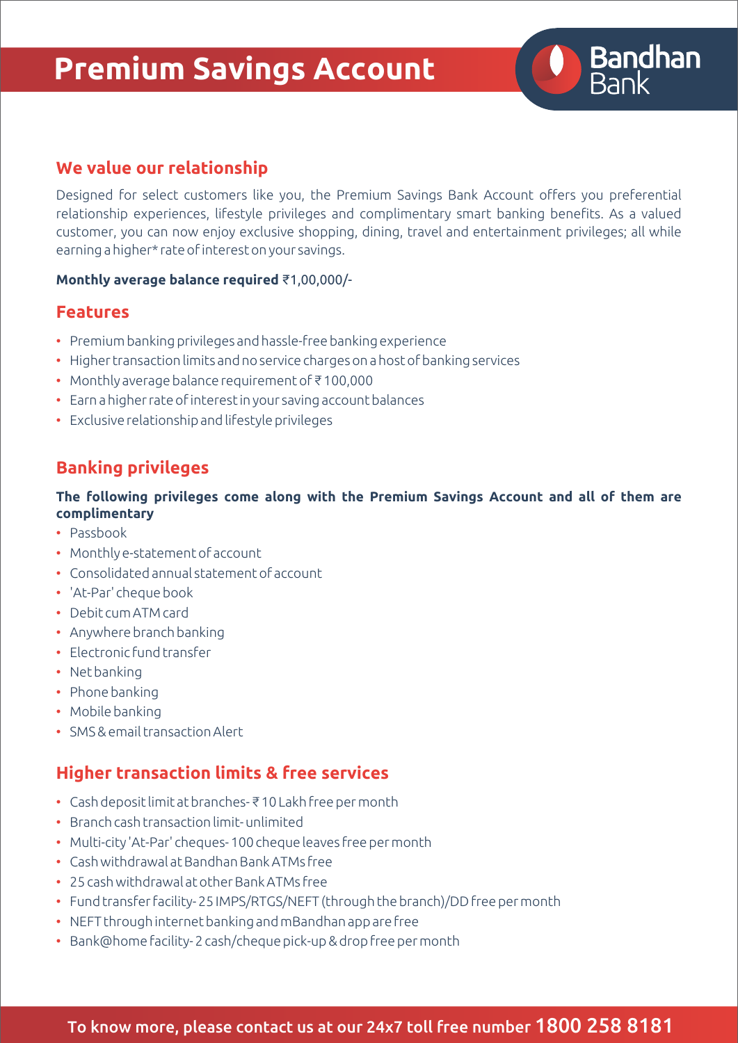# Premium Savings Account

Bandhan Bank

## We value our relationship

Designed for select customers like you, the Premium Savings Bank Account offers you preferential relationship experiences, lifestyle privileges and complimentary smart banking benefits. As a valued customer, you can now enjoy exclusive shopping, dining, travel and entertainment privileges; all while earning a higher* rate of interest on your savings.

**Monthly average balance required** ₹1,00,000/-

## Features

- Premium banking privileges and hassle-free banking experience
- Higher transaction limits and no service charges on a host of banking services
- Monthly average balance requirement of ₹ 100,000
- Earn a higher rate of interest in your saving account balances
- Exclusive relationship and lifestyle privileges

## Banking privileges

**The following privileges come along with the Premium Savings Account and all of them are complimentary**

- Passbook
- Monthly e-statement of account
- Consolidated annual statement of account
- 'At-Par' cheque book
- Debit cum ATM card
- Anywhere branch banking
- Electronic fund transfer
- Net banking
- Phone banking
- Mobile banking
- SMS & email transaction Alert

## Higher transaction limits & free services

- Cash deposit limit at branches- ₹ 10 Lakh free per month
- Branch cash transaction limit- unlimited
- Multi-city 'At-Par' cheques- 100 cheque leaves free per month
- Cash withdrawal at Bandhan Bank ATMs free
- 25 cash withdrawal at other Bank ATMs free
- Fund transfer facility- 25 IMPS/RTGS/NEFT (through the branch)/DD free per month
- NEFT through internet banking and mBandhan app are free
- Bank@home facility- 2 cash/cheque pick-up & drop free per month

To know more, please contact us at our 24x7 toll free number 1800 258 8181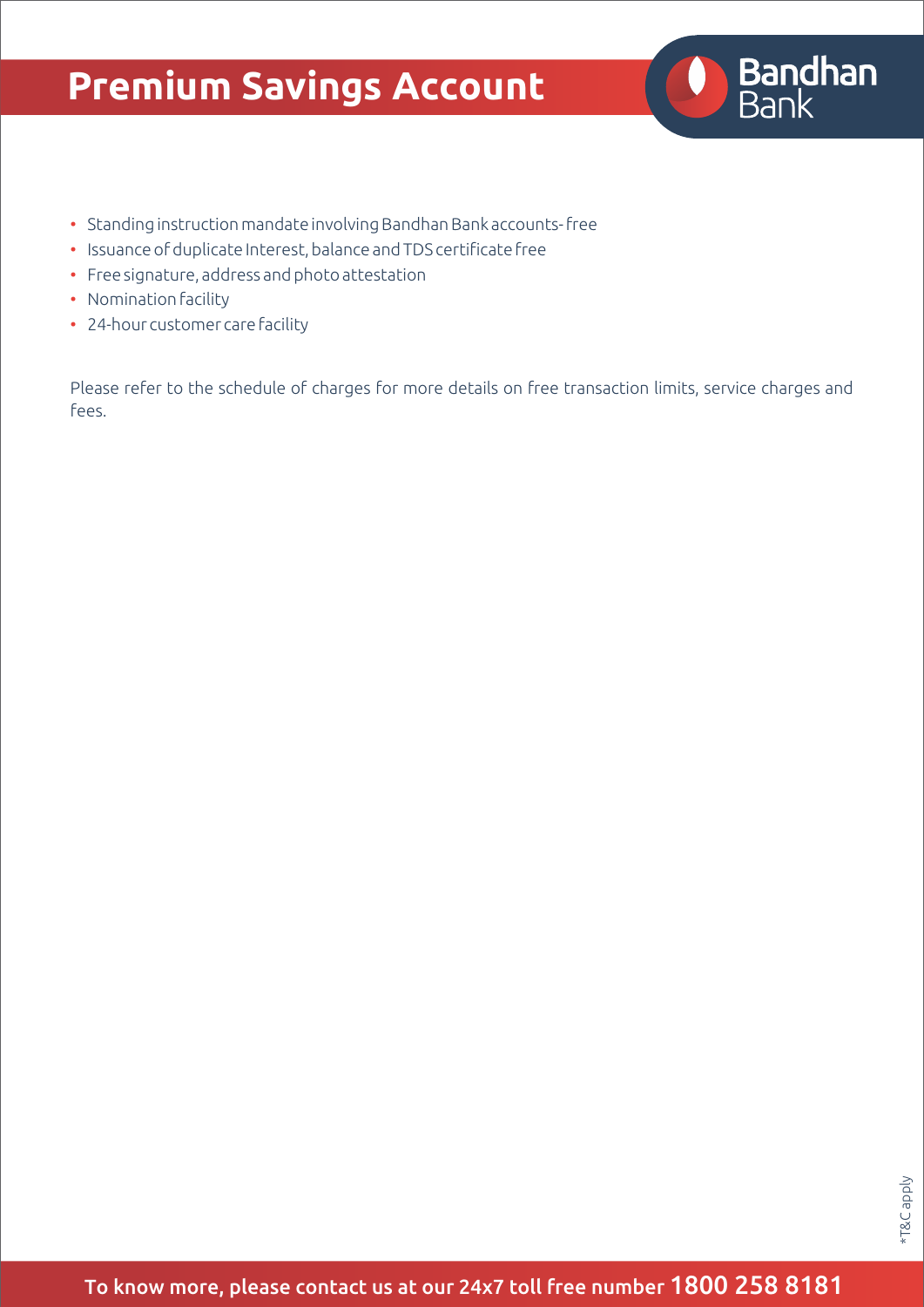# Premium Savings Account

- Standing instruction mandate involving Bandhan Bank accounts- free
- Issuance of duplicate Interest, balance and TDS certificate free
- Free signature, address and photo attestation
- Nomination facility
- 24-hour customer care facility

Please refer to the schedule of charges for more details on free transaction limits, service charges and fees.

*T&C apply

**To know more, please contact us at our 24x7 toll free number 1800 258 8181**